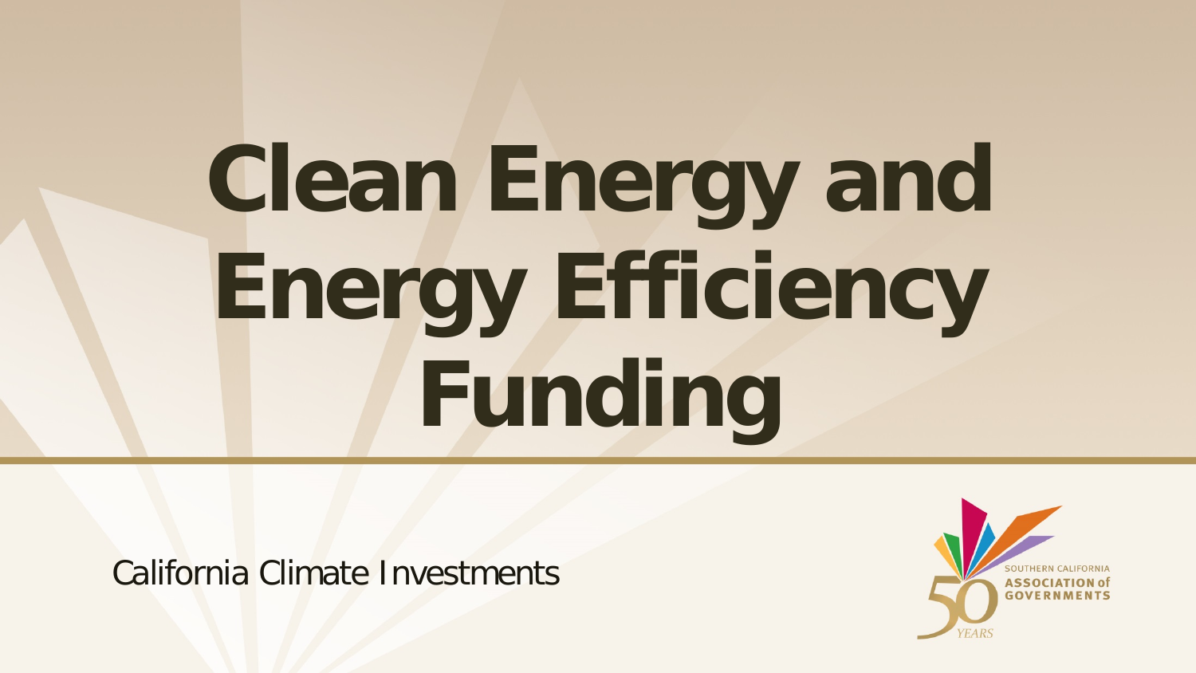# Clean Energy and Energy Efficiency Funding

California Climate Investments

SOUTHERN CALIFORNIA ASSOCIATION of GOVERNMENTS

50 YEARS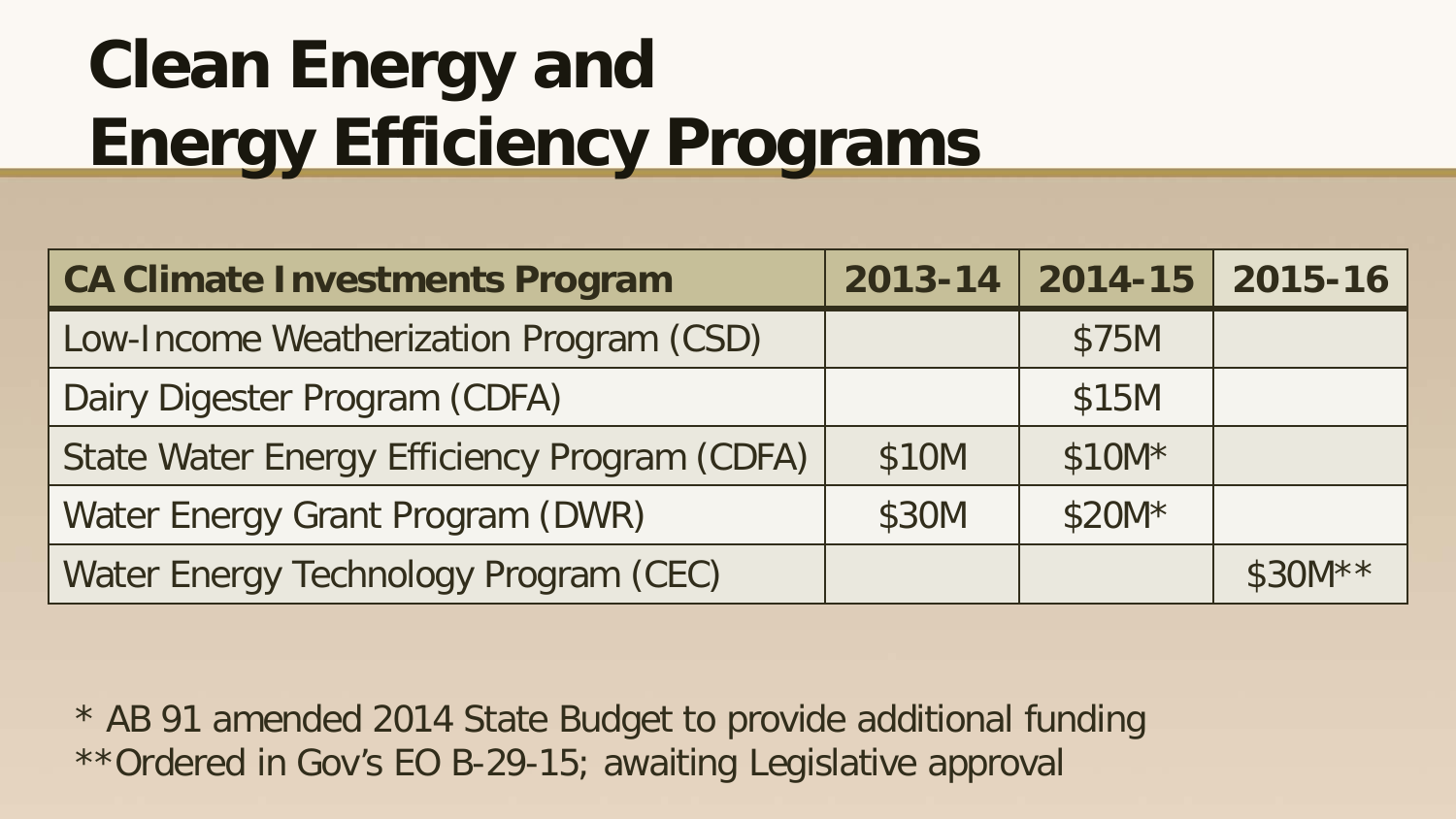# Clean Energy and Energy Efficiency Programs

| CA Climate Investments Program | 2013-14 | 2014-15 | 2015-16 |
| --- | --- | --- | --- |
| Low-Income Weatherization Program (CSD) | | $75M | |
| Dairy Digester Program (CDFA) | | $15M | |
| State Water Energy Efficiency Program (CDFA) | $10M | $10M* | |
| Water Energy Grant Program (DWR) | $30M | $20M* | |
| Water Energy Technology Program (CEC) | | | $30M** |

* AB 91 amended 2014 State Budget to provide additional funding
** Ordered in Gov's EO B-29-15; awaiting Legislative approval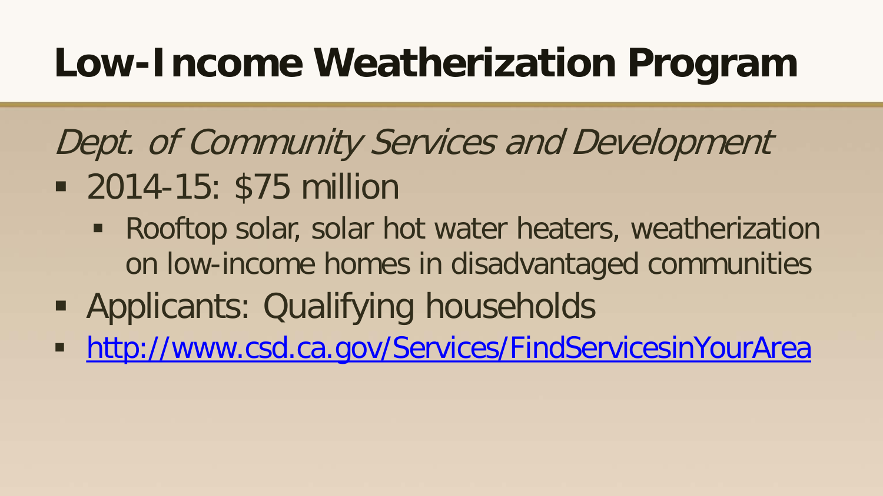# Low-Income Weatherization Program

*Dept. of Community Services and Development*

- 2014-15: $75 million
  - Rooftop solar, solar hot water heaters, weatherization on low-income homes in disadvantaged communities
- Applicants: Qualifying households
- [http://www.csd.ca.gov/Services/FindServicesinYourArea](http://www.csd.ca.gov/Services/FindServicesinYourArea)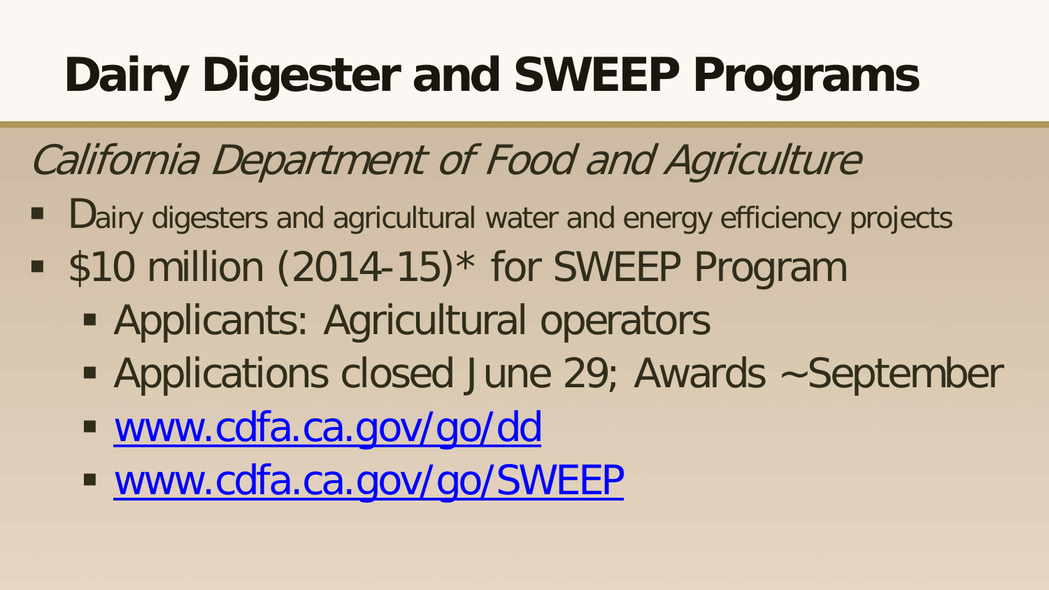# Dairy Digester and SWEEP Programs

*California Department of Food and Agriculture*

- Dairy digesters and agricultural water and energy efficiency projects
- $10 million (2014-15)* for SWEEP Program
  - Applicants: Agricultural operators
  - Applications closed June 29; Awards ~September
  - [www.cdfa.ca.gov/go/dd](http://www.cdfa.ca.gov/go/dd)
  - [www.cdfa.ca.gov/go/SWEEP](http://www.cdfa.ca.gov/go/SWEEP)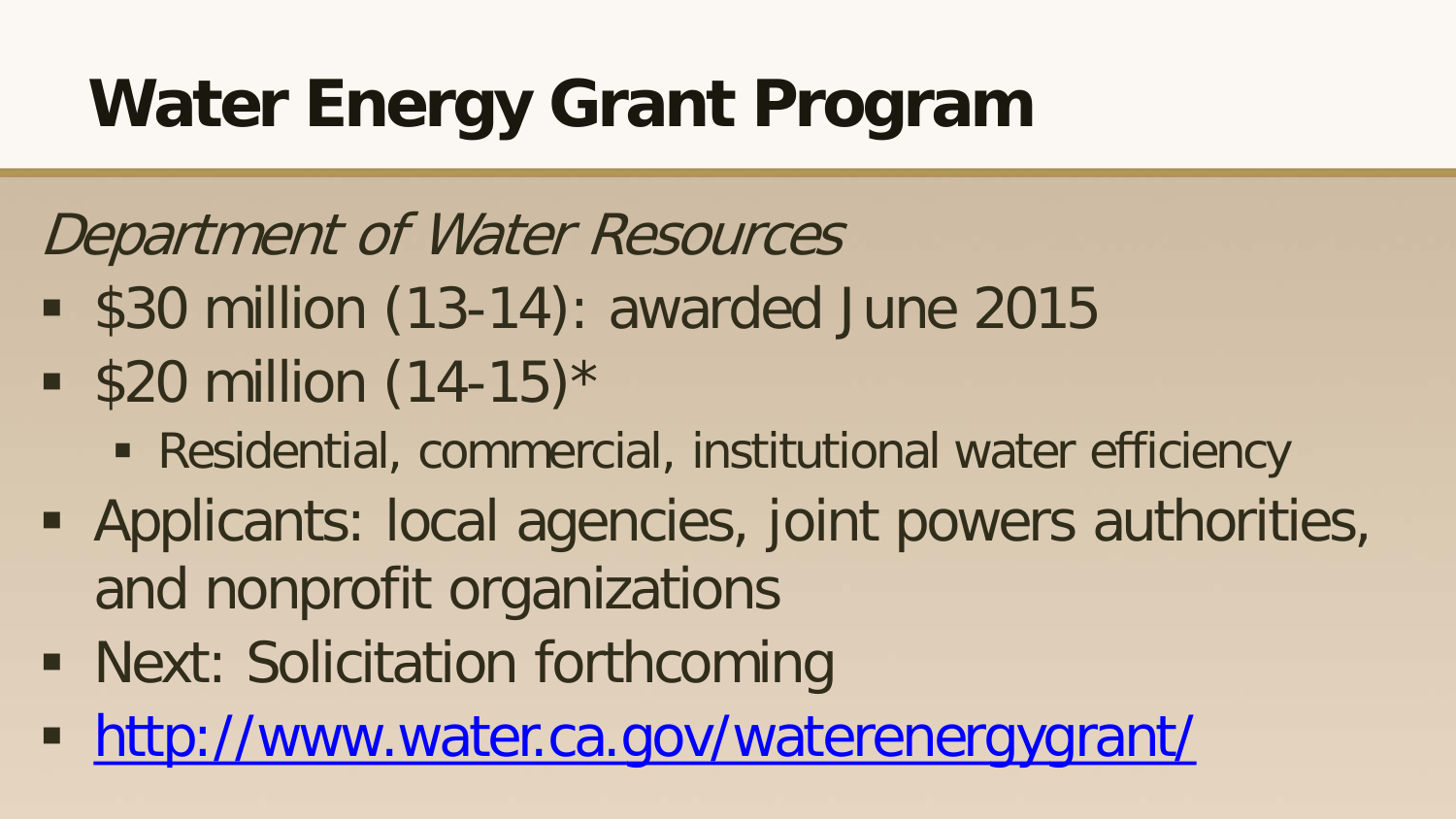# Water Energy Grant Program

*Department of Water Resources*

- $30 million (13-14): awarded June 2015
- $20 million (14-15)*
  - Residential, commercial, institutional water efficiency
- Applicants: local agencies, joint powers authorities, and nonprofit organizations
- Next: Solicitation forthcoming
- [http://www.water.ca.gov/waterenergygrant/](http://www.water.ca.gov/waterenergygrant/)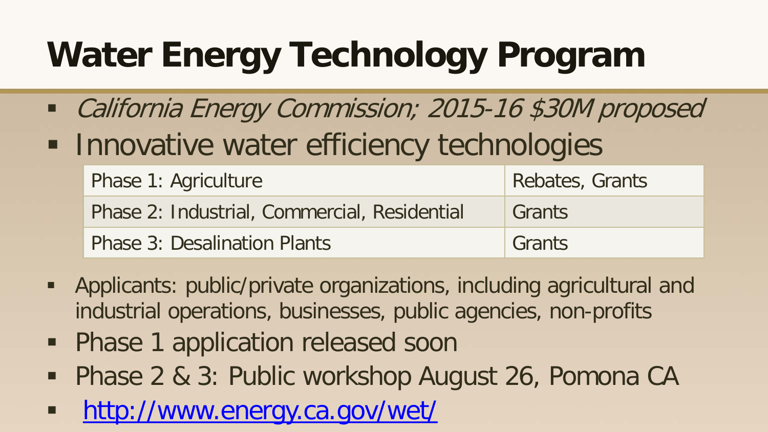# Water Energy Technology Program

- *California Energy Commission; 2015-16 $30M proposed*
- Innovative water efficiency technologies

| | |
|---|---|
| Phase 1: Agriculture | Rebates, Grants |
| Phase 2: Industrial, Commercial, Residential | Grants |
| Phase 3: Desalination Plants | Grants |

- Applicants: public/private organizations, including agricultural and industrial operations, businesses, public agencies, non-profits
- Phase 1 application released soon
- Phase 2 & 3: Public workshop August 26, Pomona CA
- [http://www.energy.ca.gov/wet/](http://www.energy.ca.gov/wet/)